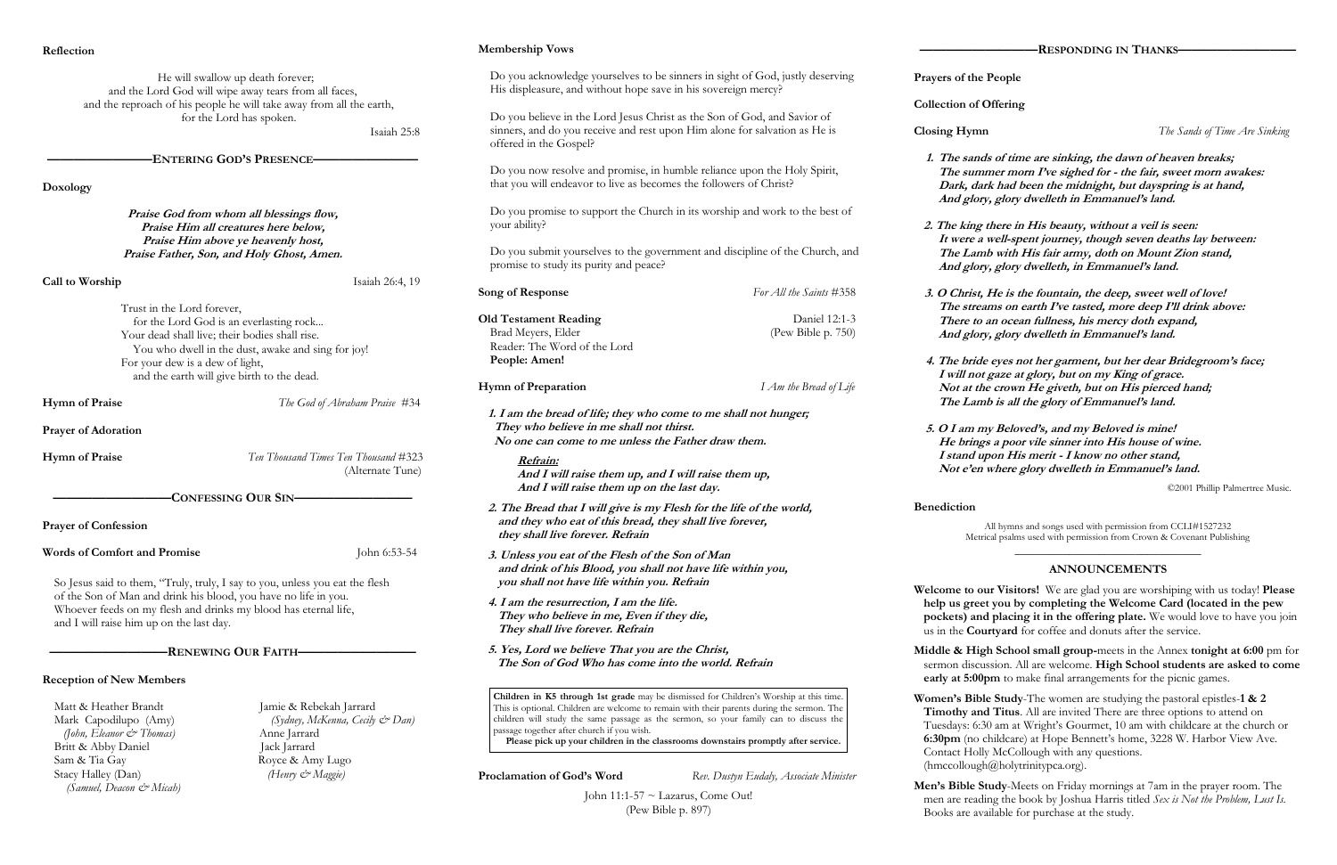**Reflection**

He will swallow up death forever;
and the Lord God will wipe away tears from all faces,
and the reproach of his people he will take away from all the earth,
for the Lord has spoken.

Isaiah 25:8

## ENTERING GOD'S PRESENCE

**Doxology**

***Praise God from whom all blessings flow,***
***Praise Him all creatures here below,***
***Praise Him above ye heavenly host,***
***Praise Father, Son, and Holy Ghost, Amen.***

**Call to Worship** — Isaiah 26:4, 19

Trust in the Lord forever,
for the Lord God is an everlasting rock...
Your dead shall live; their bodies shall rise.
You who dwell in the dust, awake and sing for joy!
For your dew is a dew of light,
and the earth will give birth to the dead.

**Hymn of Praise** — *The God of Abraham Praise* #34

**Prayer of Adoration**

**Hymn of Praise** — *Ten Thousand Times Ten Thousand* #323 (Alternate Tune)

## CONFESSING OUR SIN

**Prayer of Confession**

**Words of Comfort and Promise** — John 6:53-54

So Jesus said to them, "Truly, truly, I say to you, unless you eat the flesh of the Son of Man and drink his blood, you have no life in you. Whoever feeds on my flesh and drinks my blood has eternal life, and I will raise him up on the last day.

## RENEWING OUR FAITH

**Reception of New Members**

Matt & Heather Brandt
Mark Capodilupo (Amy)
*(John, Eleanor & Thomas)*
Britt & Abby Daniel
Sam & Tia Gay
Stacy Halley (Dan)
*(Samuel, Deacon & Micah)*
Jamie & Rebekah Jarrard
*(Sydney, McKenna, Cecily & Dan)*
Anne Jarrard
Jack Jarrard
Royce & Amy Lugo
*(Henry & Maggie)*

**Membership Vows**

Do you acknowledge yourselves to be sinners in sight of God, justly deserving His displeasure, and without hope save in his sovereign mercy?

Do you believe in the Lord Jesus Christ as the Son of God, and Savior of sinners, and do you receive and rest upon Him alone for salvation as He is offered in the Gospel?

Do you now resolve and promise, in humble reliance upon the Holy Spirit, that you will endeavor to live as becomes the followers of Christ?

Do you promise to support the Church in its worship and work to the best of your ability?

Do you submit yourselves to the government and discipline of the Church, and promise to study its purity and peace?

**Song of Response** — *For All the Saints* #358

**Old Testament Reading** — Daniel 12:1-3 (Pew Bible p. 750)
Brad Meyers, Elder
Reader: The Word of the Lord
**People: Amen!**

**Hymn of Preparation** — *I Am the Bread of Life*

***1. I am the bread of life; they who come to me shall not hunger;***
***They who believe in me shall not thirst.***
***No one can come to me unless the Father draw them.***

***Refrain:***
***And I will raise them up, and I will raise them up,***
***And I will raise them up on the last day.***

***2. The Bread that I will give is my Flesh for the life of the world,***
***and they who eat of this bread, they shall live forever,***
***they shall live forever. Refrain***

***3. Unless you eat of the Flesh of the Son of Man***
***and drink of his Blood, you shall not have life within you,***
***you shall not have life within you. Refrain***

***4. I am the resurrection, I am the life.***
***They who believe in me, Even if they die,***
***They shall live forever. Refrain***

***5. Yes, Lord we believe That you are the Christ,***
***The Son of God Who has come into the world. Refrain***

**Children in K5 through 1st grade** may be dismissed for Children's Worship at this time. This is optional. Children are welcome to remain with their parents during the sermon. The children will study the same passage as the sermon, so your family can to discuss the passage together after church if you wish.
**Please pick up your children in the classrooms downstairs promptly after service.**

**Proclamation of God's Word** — *Rev. Dustyn Eudaly, Associate Minister*

John 11:1-57 ~ Lazarus, Come Out!
(Pew Bible p. 897)

## RESPONDING IN THANKS

**Prayers of the People**

**Collection of Offering**

**Closing Hymn** — *The Sands of Time Are Sinking*

***1. The sands of time are sinking, the dawn of heaven breaks;***
***The summer morn I've sighed for - the fair, sweet morn awakes:***
***Dark, dark had been the midnight, but dayspring is at hand,***
***And glory, glory dwelleth in Emmanuel's land.***

***2. The king there in His beauty, without a veil is seen:***
***It were a well-spent journey, though seven deaths lay between:***
***The Lamb with His fair army, doth on Mount Zion stand,***
***And glory, glory dwelleth, in Emmanuel's land.***

***3. O Christ, He is the fountain, the deep, sweet well of love!***
***The streams on earth I've tasted, more deep I'll drink above:***
***There to an ocean fullness, his mercy doth expand,***
***And glory, glory dwelleth in Emmanuel's land.***

***4. The bride eyes not her garment, but her dear Bridegroom's face;***
***I will not gaze at glory, but on my King of grace.***
***Not at the crown He giveth, but on His pierced hand;***
***The Lamb is all the glory of Emmanuel's land.***

***5. O I am my Beloved's, and my Beloved is mine!***
***He brings a poor vile sinner into His house of wine.***
***I stand upon His merit - I know no other stand,***
***Not e'en where glory dwelleth in Emmanuel's land.***

©2001 Phillip Palmertree Music.

**Benediction**

All hymns and songs used with permission from CCLI#1527232
Metrical psalms used with permission from Crown & Covenant Publishing

## ANNOUNCEMENTS

**Welcome to our Visitors!** We are glad you are worshiping with us today! **Please help us greet you by completing the Welcome Card (located in the pew pockets) and placing it in the offering plate.** We would love to have you join us in the **Courtyard** for coffee and donuts after the service.

**Middle & High School small group-**meets in the Annex **tonight at 6:00** pm for sermon discussion. All are welcome. **High School students are asked to come early at 5:00pm** to make final arrangements for the picnic games.

**Women's Bible Study**-The women are studying the pastoral epistles-**1 & 2 Timothy and Titus**. All are invited There are three options to attend on Tuesdays: 6:30 am at Wright's Gourmet, 10 am with childcare at the church or **6:30pm** (no childcare) at Hope Bennett's home, 3228 W. Harbor View Ave. Contact Holly McCollough with any questions. (hmccollough@holytrinitypca.org).

**Men's Bible Study**-Meets on Friday mornings at 7am in the prayer room. The men are reading the book by Joshua Harris titled *Sex is Not the Problem, Lust Is.* Books are available for purchase at the study.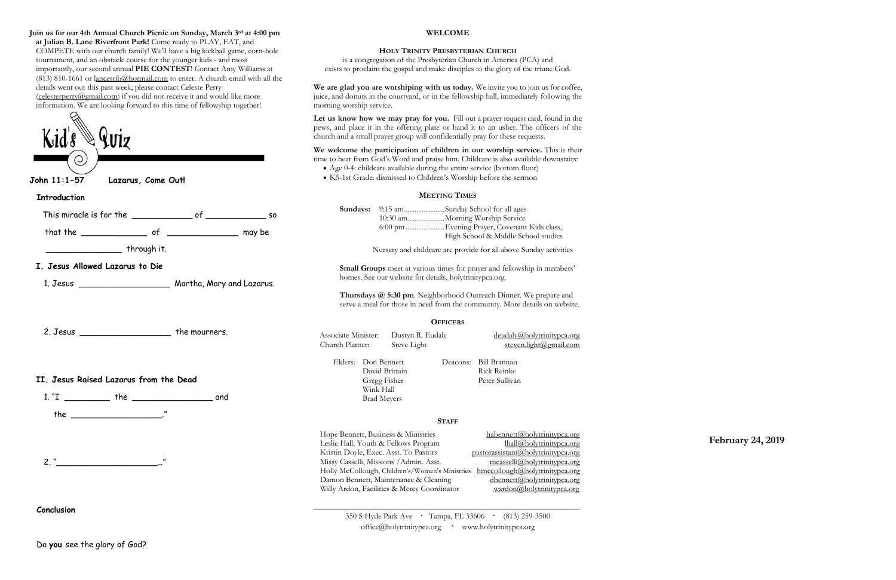**Join us for our 4th Annual Church Picnic on Sunday, March 3rd at 4:00 pm at Julian B. Lane Riverfront Park!** Come ready to PLAY, EAT, and COMPETE with our church family! We'll have a big kickball game, corn-hole tournament, and an obstacle course for the younger kids - and most importantly, our second annual **PIE CONTEST**! Contact Amy Williams at (813) 810-1661 or lancesrib@hotmail.com to enter. A church email with all the details went out this past week; please contact Celeste Perry (celesterperry@gmail.com) if you did not receive it and would like more information. We are looking forward to this time of fellowship together!

# Kid's Quiz

**John 11:1-57 Lazarus, Come Out!**

**Introduction**

This miracle is for the ____________ of ____________ so that the _____________ of _____________ may be _______________ through it.

**I. Jesus Allowed Lazarus to Die**

1. Jesus __________________ Martha, Mary and Lazarus.

2. Jesus __________________ the mourners.

**II. Jesus Raised Lazarus from the Dead**

1. "I _________ the ________________ and the __________________."

2. "______________________..."

**Conclusion**

Do **you** see the glory of God?

## WELCOME

### HOLY TRINITY PRESBYTERIAN CHURCH

is a congregation of the Presbyterian Church in America (PCA) and exists to proclaim the gospel and make disciples to the glory of the triune God.

**We are glad you are worshiping with us today.** We invite you to join us for coffee, juice, and donuts in the courtyard, or in the fellowship hall, immediately following the morning worship service.

**Let us know how we may pray for you.** Fill out a prayer request card, found in the pews, and place it in the offering plate or hand it to an usher. The officers of the church and a small prayer group will confidentially pray for these requests.

**We welcome the participation of children in our worship service.** This is their time to hear from God's Word and praise him. Childcare is also available downstairs:

- Age 0-4: childcare available during the entire service (bottom floor)
- K5-1st Grade: dismissed to Children's Worship before the sermon

### MEETING TIMES

**Sundays:**
9:15 am.......................Sunday School for all ages
10:30 am.....................Morning Worship Service
6:00 pm......................Evening Prayer, Covenant Kids class, High School & Middle School studies

Nursery and childcare are provide for all above Sunday activities

**Small Groups** meet at various times for prayer and fellowship in members' homes. See our website for details, holytrinitypca.org.

**Thursdays @ 5:30 pm**. Neighborhood Outreach Dinner. We prepare and serve a meal for those in need from the community. More details on website.

### OFFICERS

| | | |
|---|---|---|
| Associate Minister: | Dustyn R. Eudaly | deudaly@holytrinitypca.org |
| Church Planter: | Steve Light | steven.light@gmail.com |

Elders: Don Bennett, David Brittain, Gregg Fisher, Wink Hall, Brad Meyers

Deacons: Bill Brannan, Rick Reinke, Peter Sullivan

### STAFF

| | |
|---|---|
| Hope Bennett, Business & Ministries | habennett@holytrinitypca.org |
| Leslie Hall, Youth & Fellows Program | lhall@holytrinitypca.org |
| Kristin Doyle, Exec. Asst. To Pastors | pastorassistant@holytrinitypca.org |
| Missy Casselli, Missions /Admin. Asst. | mcasselli@holytrinitypca.org |
| Holly McCollough, Children's/Women's Ministries | hmccollough@holytrinitypca.org |
| Damon Bennett, Maintenance & Cleaning | dbennett@holytrinitypca.org |
| Willy Ardon, Facilities & Mercy Coordinator | wardon@holytrinitypca.org |

350 S Hyde Park Ave · Tampa, FL 33606 · (813) 259-3500
office@holytrinitypca.org · www.holytrinitypca.org

**February 24, 2019**